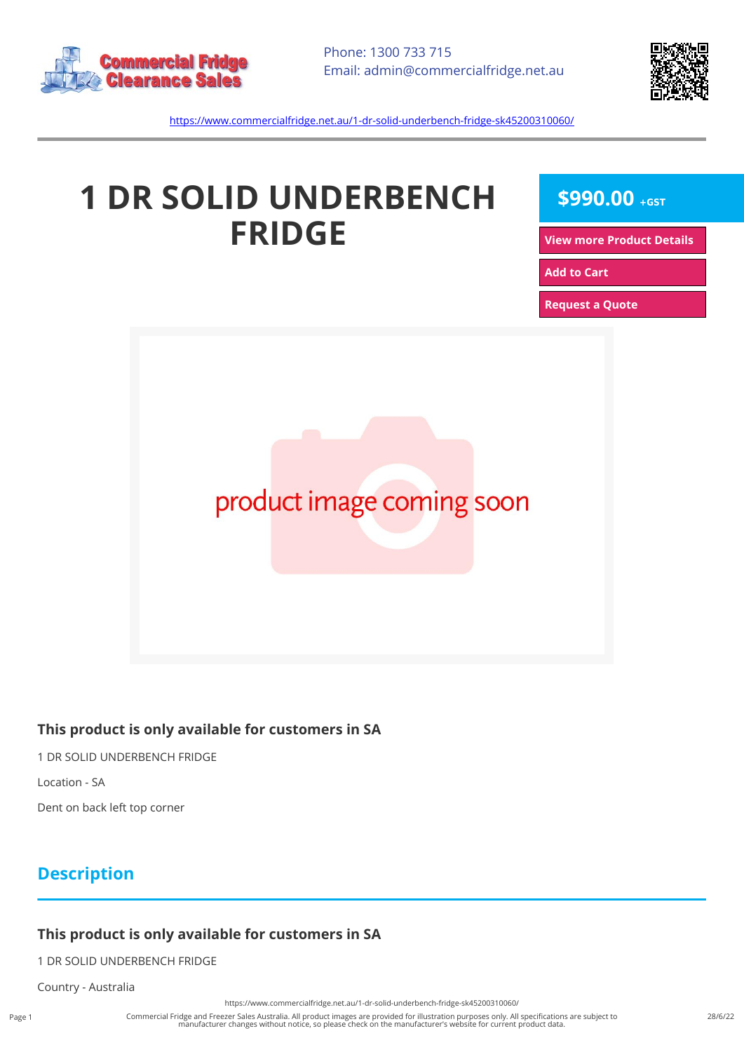Phone: 1300 733 715
Email: admin@commercialfridge.net.au

https://www.commercialfridge.net.au/1-dr-solid-underbench-fridge-sk45200310060/

# 1 DR SOLID UNDERBENCH FRIDGE

**$990.00** +GST

View more Product Details

Add to Cart

Request a Quote

### This product is only available for customers in SA

1 DR SOLID UNDERBENCH FRIDGE

Location - SA

Dent on back left top corner

## Description

### This product is only available for customers in SA

1 DR SOLID UNDERBENCH FRIDGE

Country - Australia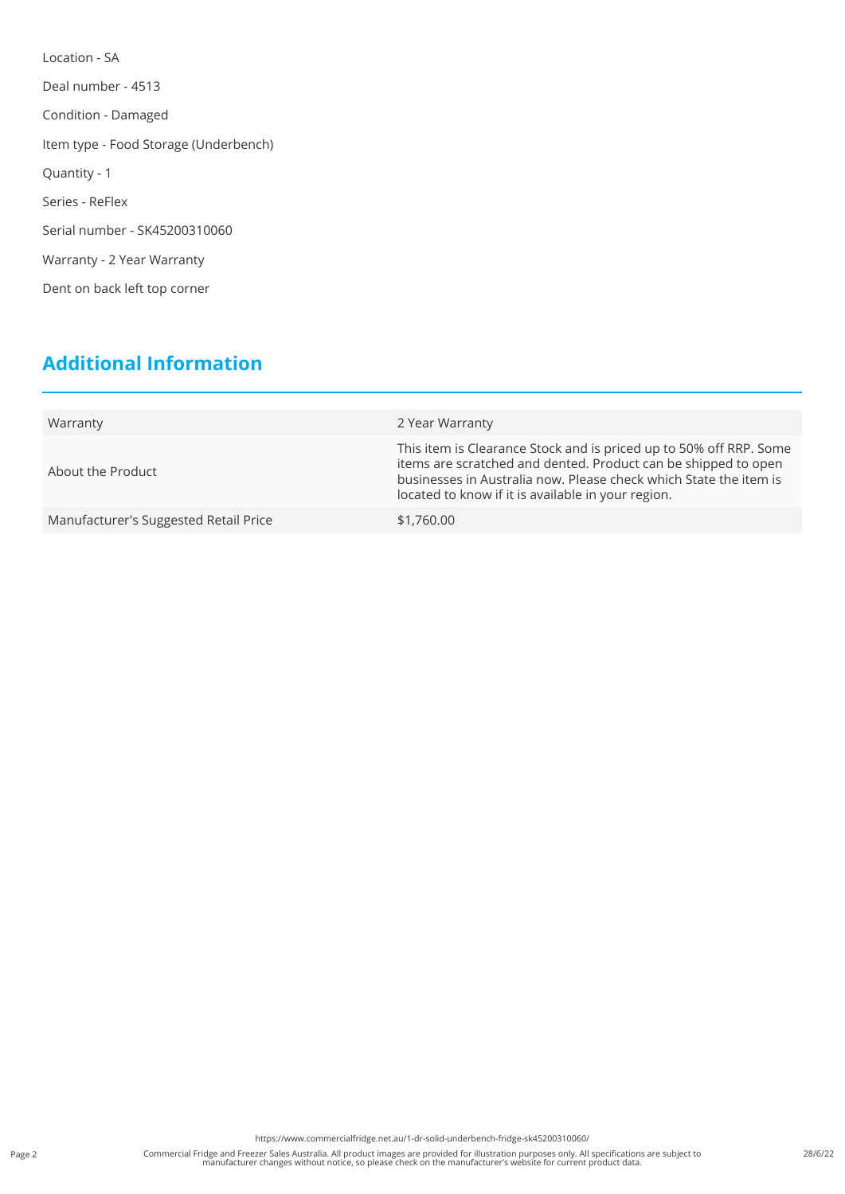Location - SA

Deal number - 4513

Condition - Damaged

Item type - Food Storage (Underbench)

Quantity - 1

Series - ReFlex

Serial number - SK45200310060

Warranty - 2 Year Warranty

Dent on back left top corner

## Additional Information

| | |
|---|---|
| Warranty | 2 Year Warranty |
| About the Product | This item is Clearance Stock and is priced up to 50% off RRP. Some items are scratched and dented. Product can be shipped to open businesses in Australia now. Please check which State the item is located to know if it is available in your region. |
| Manufacturer's Suggested Retail Price | $1,760.00 |